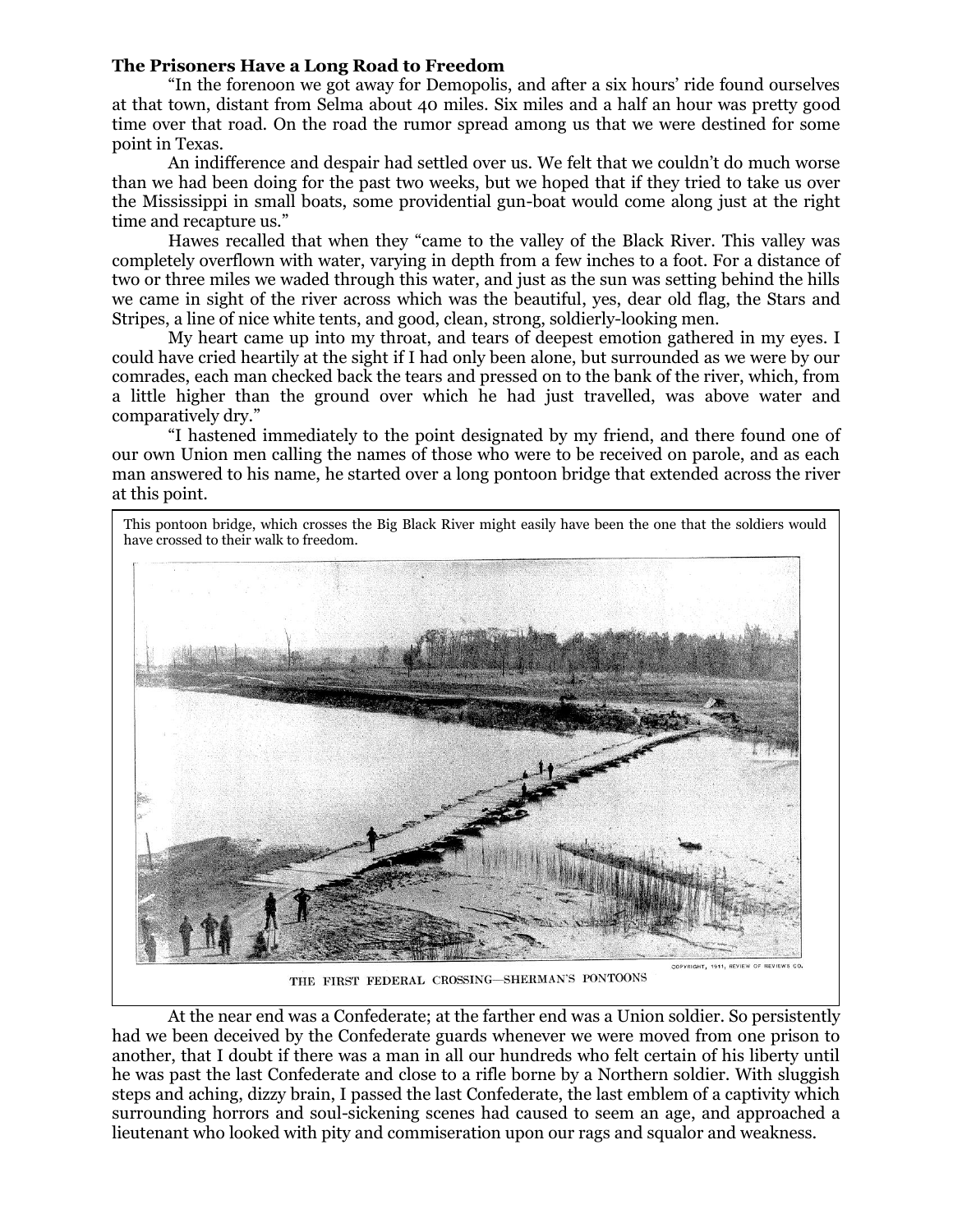**The Prisoners Have a Long Road to Freedom**

"In the forenoon we got away for Demopolis, and after a six hours' ride found ourselves at that town, distant from Selma about 40 miles. Six miles and a half an hour was pretty good time over that road. On the road the rumor spread among us that we were destined for some point in Texas.

An indifference and despair had settled over us. We felt that we couldn't do much worse than we had been doing for the past two weeks, but we hoped that if they tried to take us over the Mississippi in small boats, some providential gun-boat would come along just at the right time and recapture us."

Hawes recalled that when they "came to the valley of the Black River. This valley was completely overflown with water, varying in depth from a few inches to a foot. For a distance of two or three miles we waded through this water, and just as the sun was setting behind the hills we came in sight of the river across which was the beautiful, yes, dear old flag, the Stars and Stripes, a line of nice white tents, and good, clean, strong, soldierly-looking men.

My heart came up into my throat, and tears of deepest emotion gathered in my eyes. I could have cried heartily at the sight if I had only been alone, but surrounded as we were by our comrades, each man checked back the tears and pressed on to the bank of the river, which, from a little higher than the ground over which he had just travelled, was above water and comparatively dry."

"I hastened immediately to the point designated by my friend, and there found one of our own Union men calling the names of those who were to be received on parole, and as each man answered to his name, he started over a long pontoon bridge that extended across the river at this point.

This pontoon bridge, which crosses the Big Black River might easily have been the one that the soldiers would have crossed to their walk to freedom.

COPYRIGHT, 1911, REVIEW OF REVIEWS CO.

THE FIRST FEDERAL CROSSING—SHERMAN'S PONTOONS

At the near end was a Confederate; at the farther end was a Union soldier. So persistently had we been deceived by the Confederate guards whenever we were moved from one prison to another, that I doubt if there was a man in all our hundreds who felt certain of his liberty until he was past the last Confederate and close to a rifle borne by a Northern soldier. With sluggish steps and aching, dizzy brain, I passed the last Confederate, the last emblem of a captivity which surrounding horrors and soul-sickening scenes had caused to seem an age, and approached a lieutenant who looked with pity and commiseration upon our rags and squalor and weakness.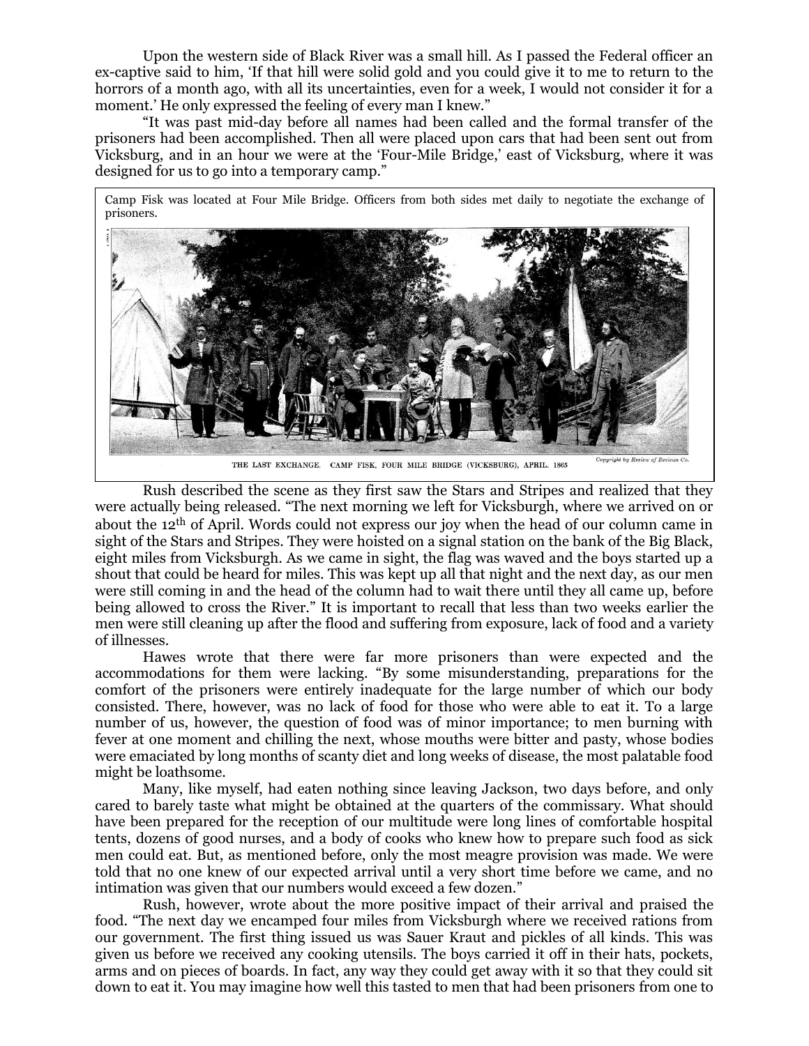Upon the western side of Black River was a small hill. As I passed the Federal officer an ex-captive said to him, 'If that hill were solid gold and you could give it to me to return to the horrors of a month ago, with all its uncertainties, even for a week, I would not consider it for a moment.' He only expressed the feeling of every man I knew."

"It was past mid-day before all names had been called and the formal transfer of the prisoners had been accomplished. Then all were placed upon cars that had been sent out from Vicksburg, and in an hour we were at the 'Four-Mile Bridge,' east of Vicksburg, where it was designed for us to go into a temporary camp."

Camp Fisk was located at Four Mile Bridge. Officers from both sides met daily to negotiate the exchange of prisoners.

THE LAST EXCHANGE. CAMP FISK, FOUR MILE BRIDGE (VICKSBURG), APRIL. 1865

Copyright by Review of Reviews Co.

Rush described the scene as they first saw the Stars and Stripes and realized that they were actually being released. "The next morning we left for Vicksburgh, where we arrived on or about the 12th of April. Words could not express our joy when the head of our column came in sight of the Stars and Stripes. They were hoisted on a signal station on the bank of the Big Black, eight miles from Vicksburgh. As we came in sight, the flag was waved and the boys started up a shout that could be heard for miles. This was kept up all that night and the next day, as our men were still coming in and the head of the column had to wait there until they all came up, before being allowed to cross the River." It is important to recall that less than two weeks earlier the men were still cleaning up after the flood and suffering from exposure, lack of food and a variety of illnesses.

Hawes wrote that there were far more prisoners than were expected and the accommodations for them were lacking. "By some misunderstanding, preparations for the comfort of the prisoners were entirely inadequate for the large number of which our body consisted. There, however, was no lack of food for those who were able to eat it. To a large number of us, however, the question of food was of minor importance; to men burning with fever at one moment and chilling the next, whose mouths were bitter and pasty, whose bodies were emaciated by long months of scanty diet and long weeks of disease, the most palatable food might be loathsome.

Many, like myself, had eaten nothing since leaving Jackson, two days before, and only cared to barely taste what might be obtained at the quarters of the commissary. What should have been prepared for the reception of our multitude were long lines of comfortable hospital tents, dozens of good nurses, and a body of cooks who knew how to prepare such food as sick men could eat. But, as mentioned before, only the most meagre provision was made. We were told that no one knew of our expected arrival until a very short time before we came, and no intimation was given that our numbers would exceed a few dozen."

Rush, however, wrote about the more positive impact of their arrival and praised the food. "The next day we encamped four miles from Vicksburgh where we received rations from our government. The first thing issued us was Sauer Kraut and pickles of all kinds. This was given us before we received any cooking utensils. The boys carried it off in their hats, pockets, arms and on pieces of boards. In fact, any way they could get away with it so that they could sit down to eat it. You may imagine how well this tasted to men that had been prisoners from one to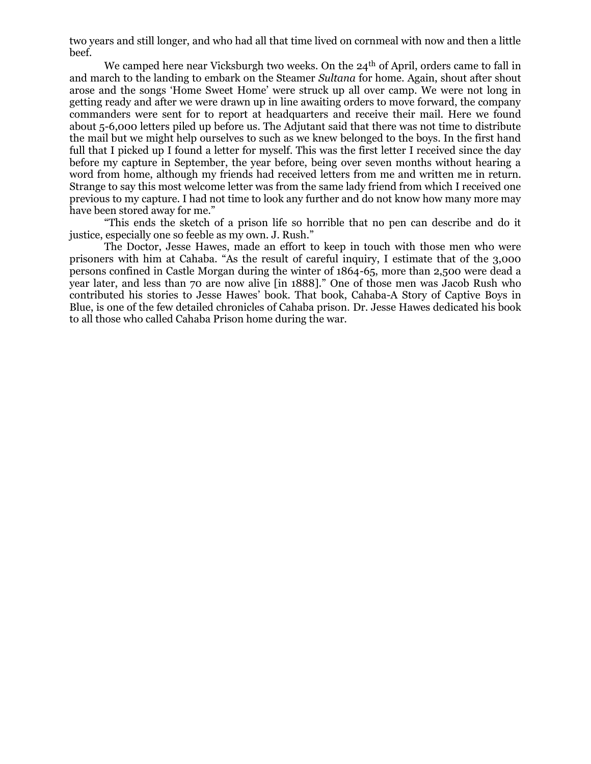two years and still longer, and who had all that time lived on cornmeal with now and then a little beef.

We camped here near Vicksburgh two weeks. On the 24th of April, orders came to fall in and march to the landing to embark on the Steamer *Sultana* for home. Again, shout after shout arose and the songs 'Home Sweet Home' were struck up all over camp. We were not long in getting ready and after we were drawn up in line awaiting orders to move forward, the company commanders were sent for to report at headquarters and receive their mail. Here we found about 5-6,000 letters piled up before us. The Adjutant said that there was not time to distribute the mail but we might help ourselves to such as we knew belonged to the boys. In the first hand full that I picked up I found a letter for myself. This was the first letter I received since the day before my capture in September, the year before, being over seven months without hearing a word from home, although my friends had received letters from me and written me in return. Strange to say this most welcome letter was from the same lady friend from which I received one previous to my capture. I had not time to look any further and do not know how many more may have been stored away for me."

"This ends the sketch of a prison life so horrible that no pen can describe and do it justice, especially one so feeble as my own. J. Rush."

The Doctor, Jesse Hawes, made an effort to keep in touch with those men who were prisoners with him at Cahaba. "As the result of careful inquiry, I estimate that of the 3,000 persons confined in Castle Morgan during the winter of 1864-65, more than 2,500 were dead a year later, and less than 70 are now alive [in 1888]." One of those men was Jacob Rush who contributed his stories to Jesse Hawes' book. That book, Cahaba-A Story of Captive Boys in Blue, is one of the few detailed chronicles of Cahaba prison. Dr. Jesse Hawes dedicated his book to all those who called Cahaba Prison home during the war.